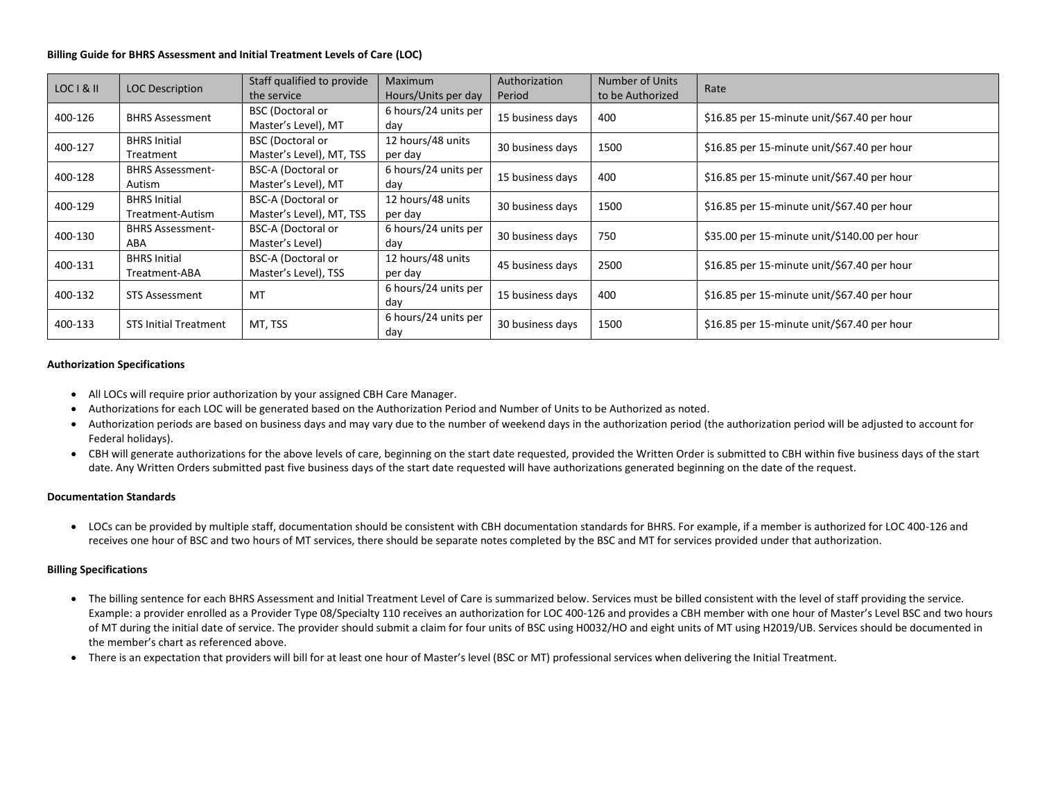**Billing Guide for BHRS Assessment and Initial Treatment Levels of Care (LOC)**

| LOC I & II | LOC Description | Staff qualified to provide the service | Maximum Hours/Units per day | Authorization Period | Number of Units to be Authorized | Rate |
|---|---|---|---|---|---|---|
| 400-126 | BHRS Assessment | BSC (Doctoral or Master's Level), MT | 6 hours/24 units per day | 15 business days | 400 | $16.85 per 15-minute unit/$67.40 per hour |
| 400-127 | BHRS Initial Treatment | BSC (Doctoral or Master's Level), MT, TSS | 12 hours/48 units per day | 30 business days | 1500 | $16.85 per 15-minute unit/$67.40 per hour |
| 400-128 | BHRS Assessment-Autism | BSC-A (Doctoral or Master's Level), MT | 6 hours/24 units per day | 15 business days | 400 | $16.85 per 15-minute unit/$67.40 per hour |
| 400-129 | BHRS Initial Treatment-Autism | BSC-A (Doctoral or Master's Level), MT, TSS | 12 hours/48 units per day | 30 business days | 1500 | $16.85 per 15-minute unit/$67.40 per hour |
| 400-130 | BHRS Assessment-ABA | BSC-A (Doctoral or Master's Level) | 6 hours/24 units per day | 30 business days | 750 | $35.00 per 15-minute unit/$140.00 per hour |
| 400-131 | BHRS Initial Treatment-ABA | BSC-A (Doctoral or Master's Level), TSS | 12 hours/48 units per day | 45 business days | 2500 | $16.85 per 15-minute unit/$67.40 per hour |
| 400-132 | STS Assessment | MT | 6 hours/24 units per day | 15 business days | 400 | $16.85 per 15-minute unit/$67.40 per hour |
| 400-133 | STS Initial Treatment | MT, TSS | 6 hours/24 units per day | 30 business days | 1500 | $16.85 per 15-minute unit/$67.40 per hour |

**Authorization Specifications**

- All LOCs will require prior authorization by your assigned CBH Care Manager.
- Authorizations for each LOC will be generated based on the Authorization Period and Number of Units to be Authorized as noted.
- Authorization periods are based on business days and may vary due to the number of weekend days in the authorization period (the authorization period will be adjusted to account for Federal holidays).
- CBH will generate authorizations for the above levels of care, beginning on the start date requested, provided the Written Order is submitted to CBH within five business days of the start date. Any Written Orders submitted past five business days of the start date requested will have authorizations generated beginning on the date of the request.

**Documentation Standards**

- LOCs can be provided by multiple staff, documentation should be consistent with CBH documentation standards for BHRS. For example, if a member is authorized for LOC 400-126 and receives one hour of BSC and two hours of MT services, there should be separate notes completed by the BSC and MT for services provided under that authorization.

**Billing Specifications**

- The billing sentence for each BHRS Assessment and Initial Treatment Level of Care is summarized below. Services must be billed consistent with the level of staff providing the service. Example: a provider enrolled as a Provider Type 08/Specialty 110 receives an authorization for LOC 400-126 and provides a CBH member with one hour of Master's Level BSC and two hours of MT during the initial date of service. The provider should submit a claim for four units of BSC using H0032/HO and eight units of MT using H2019/UB. Services should be documented in the member's chart as referenced above.
- There is an expectation that providers will bill for at least one hour of Master's level (BSC or MT) professional services when delivering the Initial Treatment.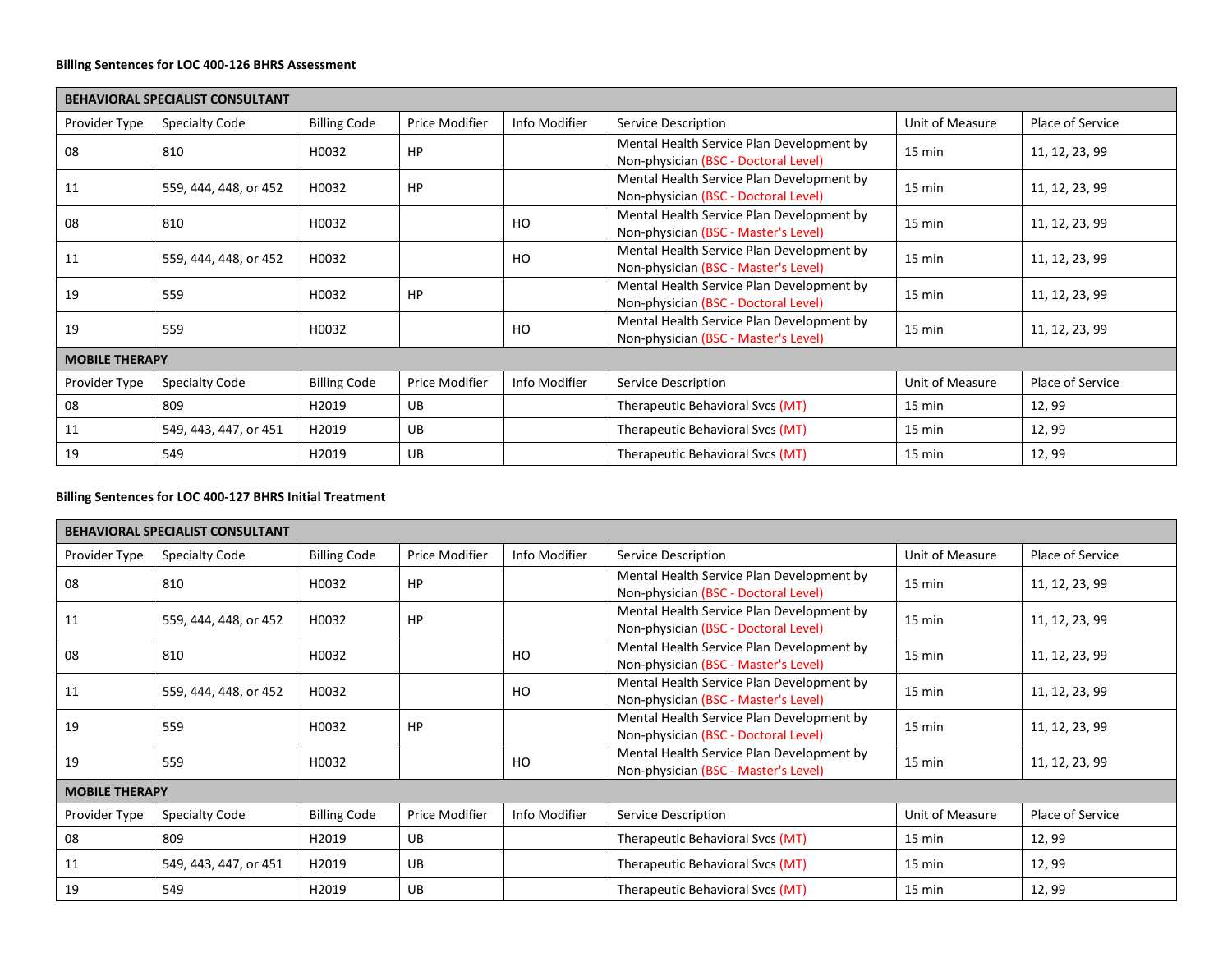**Billing Sentences for LOC 400-126 BHRS Assessment**

| BEHAVIORAL SPECIALIST CONSULTANT | | | | | | | |
|---|---|---|---|---|---|---|---|
| Provider Type | Specialty Code | Billing Code | Price Modifier | Info Modifier | Service Description | Unit of Measure | Place of Service |
| 08 | 810 | H0032 | HP | | Mental Health Service Plan Development by Non-physician (BSC - Doctoral Level) | 15 min | 11, 12, 23, 99 |
| 11 | 559, 444, 448, or 452 | H0032 | HP | | Mental Health Service Plan Development by Non-physician (BSC - Doctoral Level) | 15 min | 11, 12, 23, 99 |
| 08 | 810 | H0032 | | HO | Mental Health Service Plan Development by Non-physician (BSC - Master's Level) | 15 min | 11, 12, 23, 99 |
| 11 | 559, 444, 448, or 452 | H0032 | | HO | Mental Health Service Plan Development by Non-physician (BSC - Master's Level) | 15 min | 11, 12, 23, 99 |
| 19 | 559 | H0032 | HP | | Mental Health Service Plan Development by Non-physician (BSC - Doctoral Level) | 15 min | 11, 12, 23, 99 |
| 19 | 559 | H0032 | | HO | Mental Health Service Plan Development by Non-physician (BSC - Master's Level) | 15 min | 11, 12, 23, 99 |
| **MOBILE THERAPY** | | | | | | | |
| Provider Type | Specialty Code | Billing Code | Price Modifier | Info Modifier | Service Description | Unit of Measure | Place of Service |
| 08 | 809 | H2019 | UB | | Therapeutic Behavioral Svcs (MT) | 15 min | 12, 99 |
| 11 | 549, 443, 447, or 451 | H2019 | UB | | Therapeutic Behavioral Svcs (MT) | 15 min | 12, 99 |
| 19 | 549 | H2019 | UB | | Therapeutic Behavioral Svcs (MT) | 15 min | 12, 99 |

**Billing Sentences for LOC 400-127 BHRS Initial Treatment**

| BEHAVIORAL SPECIALIST CONSULTANT | | | | | | | |
|---|---|---|---|---|---|---|---|
| Provider Type | Specialty Code | Billing Code | Price Modifier | Info Modifier | Service Description | Unit of Measure | Place of Service |
| 08 | 810 | H0032 | HP | | Mental Health Service Plan Development by Non-physician (BSC - Doctoral Level) | 15 min | 11, 12, 23, 99 |
| 11 | 559, 444, 448, or 452 | H0032 | HP | | Mental Health Service Plan Development by Non-physician (BSC - Doctoral Level) | 15 min | 11, 12, 23, 99 |
| 08 | 810 | H0032 | | HO | Mental Health Service Plan Development by Non-physician (BSC - Master's Level) | 15 min | 11, 12, 23, 99 |
| 11 | 559, 444, 448, or 452 | H0032 | | HO | Mental Health Service Plan Development by Non-physician (BSC - Master's Level) | 15 min | 11, 12, 23, 99 |
| 19 | 559 | H0032 | HP | | Mental Health Service Plan Development by Non-physician (BSC - Doctoral Level) | 15 min | 11, 12, 23, 99 |
| 19 | 559 | H0032 | | HO | Mental Health Service Plan Development by Non-physician (BSC - Master's Level) | 15 min | 11, 12, 23, 99 |
| **MOBILE THERAPY** | | | | | | | |
| Provider Type | Specialty Code | Billing Code | Price Modifier | Info Modifier | Service Description | Unit of Measure | Place of Service |
| 08 | 809 | H2019 | UB | | Therapeutic Behavioral Svcs (MT) | 15 min | 12, 99 |
| 11 | 549, 443, 447, or 451 | H2019 | UB | | Therapeutic Behavioral Svcs (MT) | 15 min | 12, 99 |
| 19 | 549 | H2019 | UB | | Therapeutic Behavioral Svcs (MT) | 15 min | 12, 99 |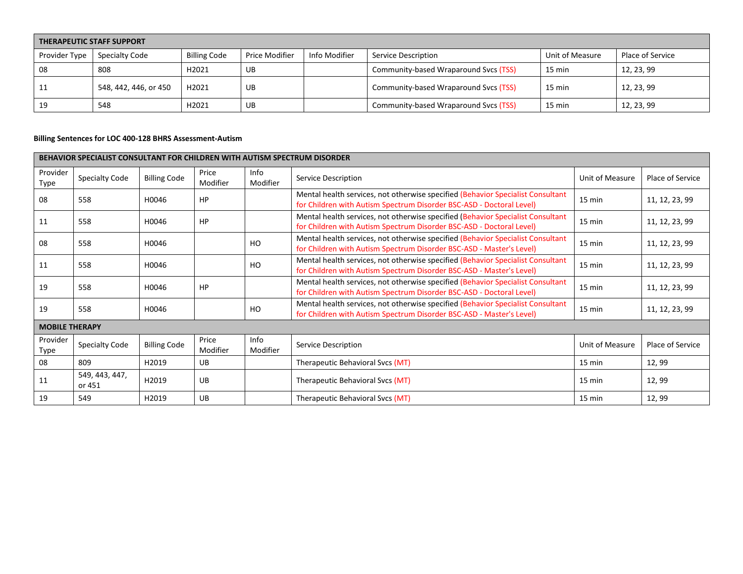| THERAPEUTIC STAFF SUPPORT | | | | | | | |
|---|---|---|---|---|---|---|---|
| Provider Type | Specialty Code | Billing Code | Price Modifier | Info Modifier | Service Description | Unit of Measure | Place of Service |
| 08 | 808 | H2021 | UB | | Community-based Wraparound Svcs (TSS) | 15 min | 12, 23, 99 |
| 11 | 548, 442, 446, or 450 | H2021 | UB | | Community-based Wraparound Svcs (TSS) | 15 min | 12, 23, 99 |
| 19 | 548 | H2021 | UB | | Community-based Wraparound Svcs (TSS) | 15 min | 12, 23, 99 |

**Billing Sentences for LOC 400-128 BHRS Assessment-Autism**

| BEHAVIOR SPECIALIST CONSULTANT FOR CHILDREN WITH AUTISM SPECTRUM DISORDER | | | | | | | |
|---|---|---|---|---|---|---|---|
| Provider Type | Specialty Code | Billing Code | Price Modifier | Info Modifier | Service Description | Unit of Measure | Place of Service |
| 08 | 558 | H0046 | HP | | Mental health services, not otherwise specified (Behavior Specialist Consultant for Children with Autism Spectrum Disorder BSC-ASD - Doctoral Level) | 15 min | 11, 12, 23, 99 |
| 11 | 558 | H0046 | HP | | Mental health services, not otherwise specified (Behavior Specialist Consultant for Children with Autism Spectrum Disorder BSC-ASD - Doctoral Level) | 15 min | 11, 12, 23, 99 |
| 08 | 558 | H0046 | | HO | Mental health services, not otherwise specified (Behavior Specialist Consultant for Children with Autism Spectrum Disorder BSC-ASD - Master's Level) | 15 min | 11, 12, 23, 99 |
| 11 | 558 | H0046 | | HO | Mental health services, not otherwise specified (Behavior Specialist Consultant for Children with Autism Spectrum Disorder BSC-ASD - Master's Level) | 15 min | 11, 12, 23, 99 |
| 19 | 558 | H0046 | HP | | Mental health services, not otherwise specified (Behavior Specialist Consultant for Children with Autism Spectrum Disorder BSC-ASD - Doctoral Level) | 15 min | 11, 12, 23, 99 |
| 19 | 558 | H0046 | | HO | Mental health services, not otherwise specified (Behavior Specialist Consultant for Children with Autism Spectrum Disorder BSC-ASD - Master's Level) | 15 min | 11, 12, 23, 99 |
| **MOBILE THERAPY** | | | | | | | |
| Provider Type | Specialty Code | Billing Code | Price Modifier | Info Modifier | Service Description | Unit of Measure | Place of Service |
| 08 | 809 | H2019 | UB | | Therapeutic Behavioral Svcs (MT) | 15 min | 12, 99 |
| 11 | 549, 443, 447, or 451 | H2019 | UB | | Therapeutic Behavioral Svcs (MT) | 15 min | 12, 99 |
| 19 | 549 | H2019 | UB | | Therapeutic Behavioral Svcs (MT) | 15 min | 12, 99 |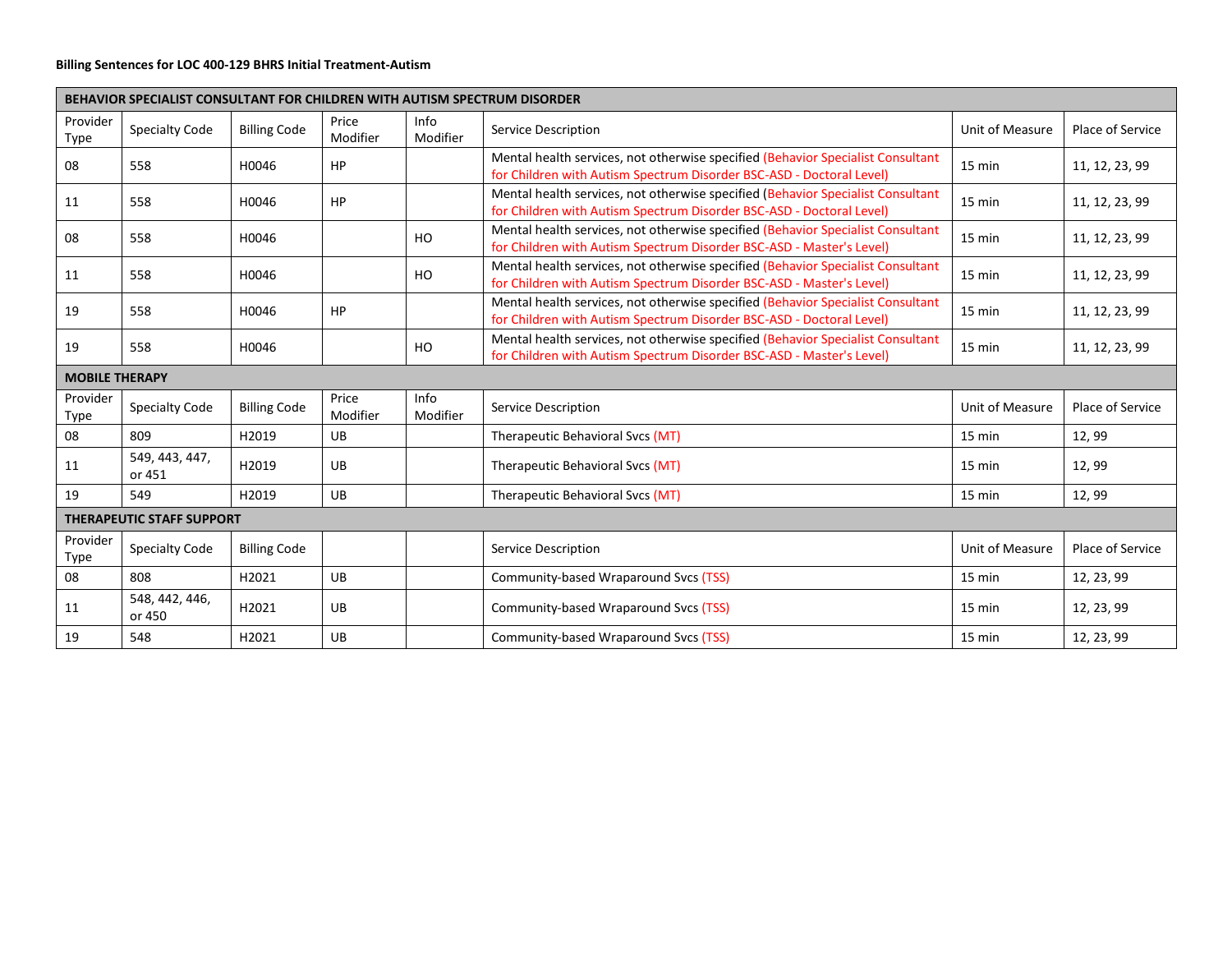**Billing Sentences for LOC 400-129 BHRS Initial Treatment-Autism**

| BEHAVIOR SPECIALIST CONSULTANT FOR CHILDREN WITH AUTISM SPECTRUM DISORDER | | | | | | | |
|---|---|---|---|---|---|---|---|
| Provider Type | Specialty Code | Billing Code | Price Modifier | Info Modifier | Service Description | Unit of Measure | Place of Service |
| 08 | 558 | H0046 | HP | | Mental health services, not otherwise specified (Behavior Specialist Consultant for Children with Autism Spectrum Disorder BSC-ASD - Doctoral Level) | 15 min | 11, 12, 23, 99 |
| 11 | 558 | H0046 | HP | | Mental health services, not otherwise specified (Behavior Specialist Consultant for Children with Autism Spectrum Disorder BSC-ASD - Doctoral Level) | 15 min | 11, 12, 23, 99 |
| 08 | 558 | H0046 | | HO | Mental health services, not otherwise specified (Behavior Specialist Consultant for Children with Autism Spectrum Disorder BSC-ASD - Master's Level) | 15 min | 11, 12, 23, 99 |
| 11 | 558 | H0046 | | HO | Mental health services, not otherwise specified (Behavior Specialist Consultant for Children with Autism Spectrum Disorder BSC-ASD - Master's Level) | 15 min | 11, 12, 23, 99 |
| 19 | 558 | H0046 | HP | | Mental health services, not otherwise specified (Behavior Specialist Consultant for Children with Autism Spectrum Disorder BSC-ASD - Doctoral Level) | 15 min | 11, 12, 23, 99 |
| 19 | 558 | H0046 | | HO | Mental health services, not otherwise specified (Behavior Specialist Consultant for Children with Autism Spectrum Disorder BSC-ASD - Master's Level) | 15 min | 11, 12, 23, 99 |
| **MOBILE THERAPY** | | | | | | | |
| Provider Type | Specialty Code | Billing Code | Price Modifier | Info Modifier | Service Description | Unit of Measure | Place of Service |
| 08 | 809 | H2019 | UB | | Therapeutic Behavioral Svcs (MT) | 15 min | 12, 99 |
| 11 | 549, 443, 447, or 451 | H2019 | UB | | Therapeutic Behavioral Svcs (MT) | 15 min | 12, 99 |
| 19 | 549 | H2019 | UB | | Therapeutic Behavioral Svcs (MT) | 15 min | 12, 99 |
| **THERAPEUTIC STAFF SUPPORT** | | | | | | | |
| Provider Type | Specialty Code | Billing Code | | | Service Description | Unit of Measure | Place of Service |
| 08 | 808 | H2021 | UB | | Community-based Wraparound Svcs (TSS) | 15 min | 12, 23, 99 |
| 11 | 548, 442, 446, or 450 | H2021 | UB | | Community-based Wraparound Svcs (TSS) | 15 min | 12, 23, 99 |
| 19 | 548 | H2021 | UB | | Community-based Wraparound Svcs (TSS) | 15 min | 12, 23, 99 |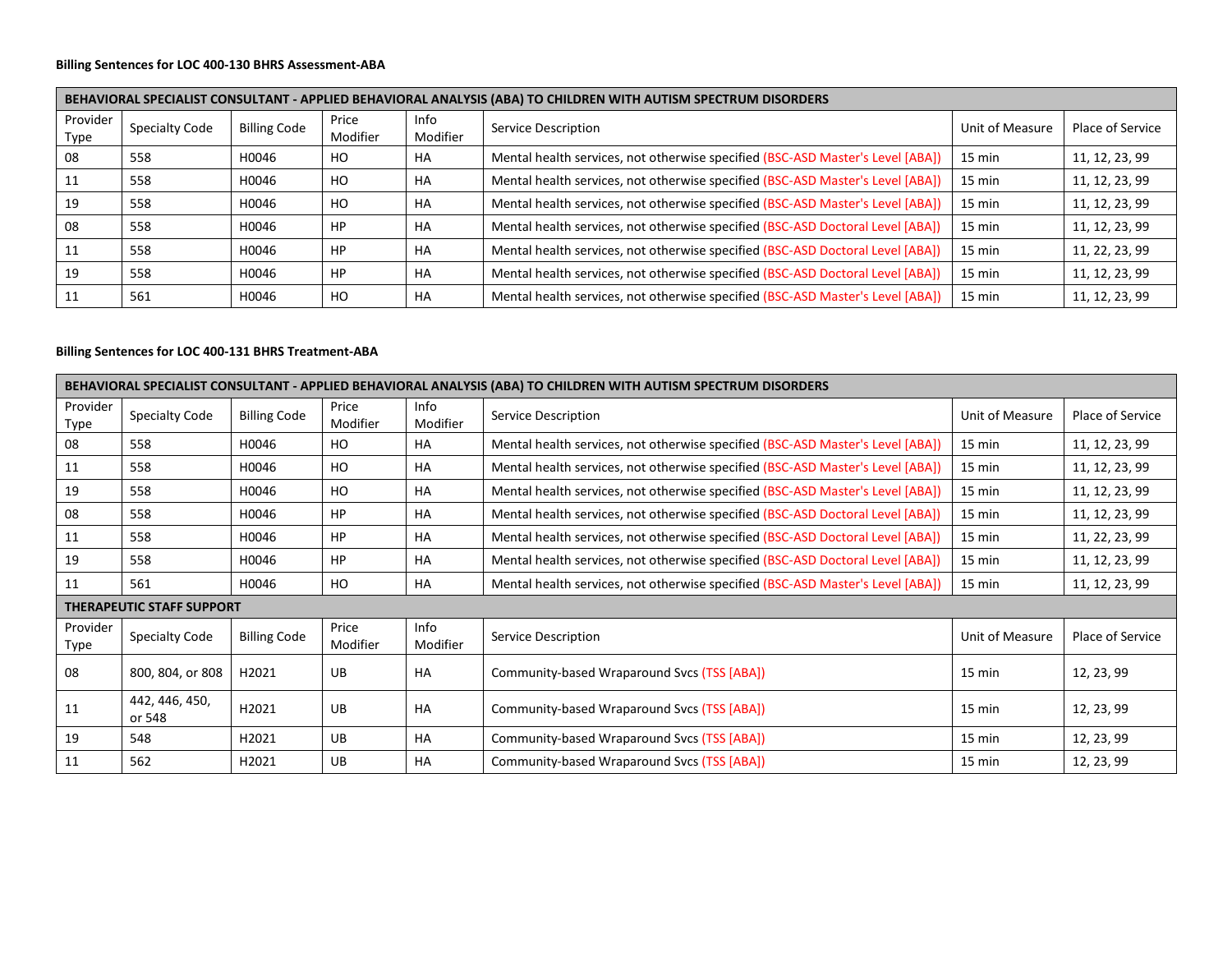**Billing Sentences for LOC 400-130 BHRS Assessment-ABA**

| BEHAVIORAL SPECIALIST CONSULTANT - APPLIED BEHAVIORAL ANALYSIS (ABA) TO CHILDREN WITH AUTISM SPECTRUM DISORDERS | | | | | | | |
|---|---|---|---|---|---|---|---|
| Provider Type | Specialty Code | Billing Code | Price Modifier | Info Modifier | Service Description | Unit of Measure | Place of Service |
| 08 | 558 | H0046 | HO | HA | Mental health services, not otherwise specified (BSC-ASD Master's Level [ABA]) | 15 min | 11, 12, 23, 99 |
| 11 | 558 | H0046 | HO | HA | Mental health services, not otherwise specified (BSC-ASD Master's Level [ABA]) | 15 min | 11, 12, 23, 99 |
| 19 | 558 | H0046 | HO | HA | Mental health services, not otherwise specified (BSC-ASD Master's Level [ABA]) | 15 min | 11, 12, 23, 99 |
| 08 | 558 | H0046 | HP | HA | Mental health services, not otherwise specified (BSC-ASD Doctoral Level [ABA]) | 15 min | 11, 12, 23, 99 |
| 11 | 558 | H0046 | HP | HA | Mental health services, not otherwise specified (BSC-ASD Doctoral Level [ABA]) | 15 min | 11, 22, 23, 99 |
| 19 | 558 | H0046 | HP | HA | Mental health services, not otherwise specified (BSC-ASD Doctoral Level [ABA]) | 15 min | 11, 12, 23, 99 |
| 11 | 561 | H0046 | HO | HA | Mental health services, not otherwise specified (BSC-ASD Master's Level [ABA]) | 15 min | 11, 12, 23, 99 |

**Billing Sentences for LOC 400-131 BHRS Treatment-ABA**

| BEHAVIORAL SPECIALIST CONSULTANT - APPLIED BEHAVIORAL ANALYSIS (ABA) TO CHILDREN WITH AUTISM SPECTRUM DISORDERS | | | | | | | |
|---|---|---|---|---|---|---|---|
| Provider Type | Specialty Code | Billing Code | Price Modifier | Info Modifier | Service Description | Unit of Measure | Place of Service |
| 08 | 558 | H0046 | HO | HA | Mental health services, not otherwise specified (BSC-ASD Master's Level [ABA]) | 15 min | 11, 12, 23, 99 |
| 11 | 558 | H0046 | HO | HA | Mental health services, not otherwise specified (BSC-ASD Master's Level [ABA]) | 15 min | 11, 12, 23, 99 |
| 19 | 558 | H0046 | HO | HA | Mental health services, not otherwise specified (BSC-ASD Master's Level [ABA]) | 15 min | 11, 12, 23, 99 |
| 08 | 558 | H0046 | HP | HA | Mental health services, not otherwise specified (BSC-ASD Doctoral Level [ABA]) | 15 min | 11, 12, 23, 99 |
| 11 | 558 | H0046 | HP | HA | Mental health services, not otherwise specified (BSC-ASD Doctoral Level [ABA]) | 15 min | 11, 22, 23, 99 |
| 19 | 558 | H0046 | HP | HA | Mental health services, not otherwise specified (BSC-ASD Doctoral Level [ABA]) | 15 min | 11, 12, 23, 99 |
| 11 | 561 | H0046 | HO | HA | Mental health services, not otherwise specified (BSC-ASD Master's Level [ABA]) | 15 min | 11, 12, 23, 99 |
| **THERAPEUTIC STAFF SUPPORT** | | | | | | | |
| Provider Type | Specialty Code | Billing Code | Price Modifier | Info Modifier | Service Description | Unit of Measure | Place of Service |
| 08 | 800, 804, or 808 | H2021 | UB | HA | Community-based Wraparound Svcs (TSS [ABA]) | 15 min | 12, 23, 99 |
| 11 | 442, 446, 450, or 548 | H2021 | UB | HA | Community-based Wraparound Svcs (TSS [ABA]) | 15 min | 12, 23, 99 |
| 19 | 548 | H2021 | UB | HA | Community-based Wraparound Svcs (TSS [ABA]) | 15 min | 12, 23, 99 |
| 11 | 562 | H2021 | UB | HA | Community-based Wraparound Svcs (TSS [ABA]) | 15 min | 12, 23, 99 |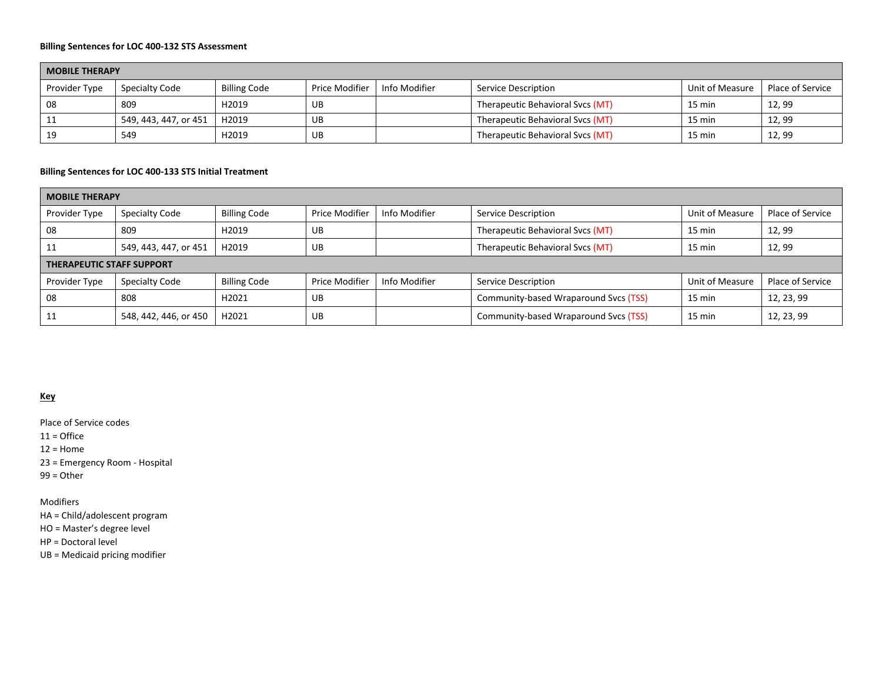**Billing Sentences for LOC 400-132 STS Assessment**

| MOBILE THERAPY | | | | | | | |
|---|---|---|---|---|---|---|---|
| Provider Type | Specialty Code | Billing Code | Price Modifier | Info Modifier | Service Description | Unit of Measure | Place of Service |
| 08 | 809 | H2019 | UB | | Therapeutic Behavioral Svcs (MT) | 15 min | 12, 99 |
| 11 | 549, 443, 447, or 451 | H2019 | UB | | Therapeutic Behavioral Svcs (MT) | 15 min | 12, 99 |
| 19 | 549 | H2019 | UB | | Therapeutic Behavioral Svcs (MT) | 15 min | 12, 99 |

**Billing Sentences for LOC 400-133 STS Initial Treatment**

| MOBILE THERAPY | | | | | | | |
|---|---|---|---|---|---|---|---|
| Provider Type | Specialty Code | Billing Code | Price Modifier | Info Modifier | Service Description | Unit of Measure | Place of Service |
| 08 | 809 | H2019 | UB | | Therapeutic Behavioral Svcs (MT) | 15 min | 12, 99 |
| 11 | 549, 443, 447, or 451 | H2019 | UB | | Therapeutic Behavioral Svcs (MT) | 15 min | 12, 99 |
| **THERAPEUTIC STAFF SUPPORT** | | | | | | | |
| Provider Type | Specialty Code | Billing Code | Price Modifier | Info Modifier | Service Description | Unit of Measure | Place of Service |
| 08 | 808 | H2021 | UB | | Community-based Wraparound Svcs (TSS) | 15 min | 12, 23, 99 |
| 11 | 548, 442, 446, or 450 | H2021 | UB | | Community-based Wraparound Svcs (TSS) | 15 min | 12, 23, 99 |

**Key**

Place of Service codes
11 = Office
12 = Home
23 = Emergency Room - Hospital
99 = Other

Modifiers
HA = Child/adolescent program
HO = Master's degree level
HP = Doctoral level
UB = Medicaid pricing modifier